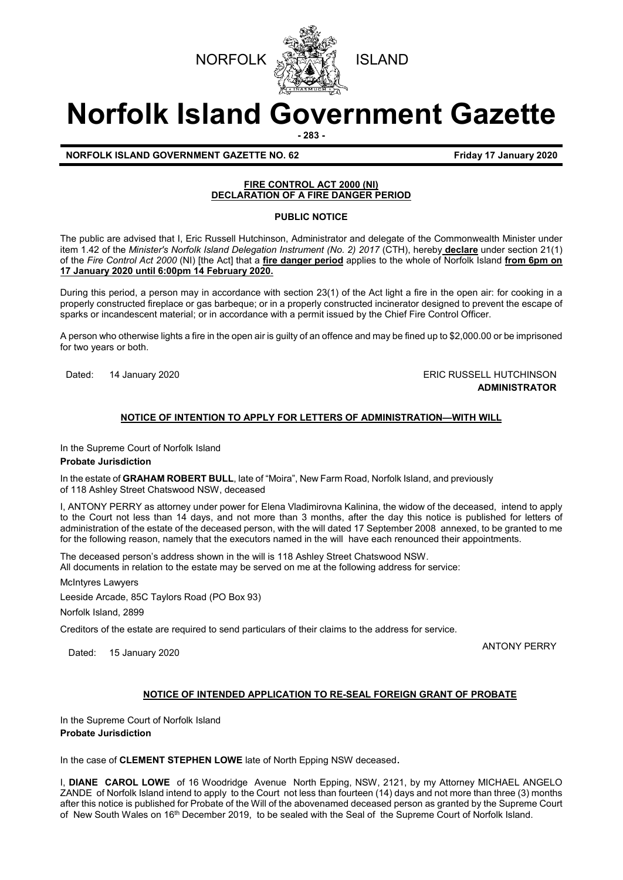NORFOLK ISLAND

# Norfolk Island Government Gazette

**NORFOLK ISLAND GOVERNMENT GAZETTE NO. 62** **Friday 17 January 2020**

## FIRE CONTROL ACT 2000 (NI) DECLARATION OF A FIRE DANGER PERIOD

**PUBLIC NOTICE**

The public are advised that I, Eric Russell Hutchinson, Administrator and delegate of the Commonwealth Minister under item 1.42 of the *Minister's Norfolk Island Delegation Instrument (No. 2) 2017* (CTH), hereby **declare** under section 21(1) of the *Fire Control Act 2000* (NI) [the Act] that a **fire danger period** applies to the whole of Norfolk Island **from 6pm on 17 January 2020 until 6:00pm 14 February 2020.**

During this period, a person may in accordance with section 23(1) of the Act light a fire in the open air: for cooking in a properly constructed fireplace or gas barbeque; or in a properly constructed incinerator designed to prevent the escape of sparks or incandescent material; or in accordance with a permit issued by the Chief Fire Control Officer.

A person who otherwise lights a fire in the open air is guilty of an offence and may be fined up to $2,000.00 or be imprisoned for two years or both.

Dated: 14 January 2020

ERIC RUSSELL HUTCHINSON
**ADMINISTRATOR**

## NOTICE OF INTENTION TO APPLY FOR LETTERS OF ADMINISTRATION—WITH WILL

In the Supreme Court of Norfolk Island
**Probate Jurisdiction**

In the estate of **GRAHAM ROBERT BULL**, late of "Moira", New Farm Road, Norfolk Island, and previously of 118 Ashley Street Chatswood NSW, deceased

I, ANTONY PERRY as attorney under power for Elena Vladimirovna Kalinina, the widow of the deceased, intend to apply to the Court not less than 14 days, and not more than 3 months, after the day this notice is published for letters of administration of the estate of the deceased person, with the will dated 17 September 2008 annexed, to be granted to me for the following reason, namely that the executors named in the will have each renounced their appointments.

The deceased person's address shown in the will is 118 Ashley Street Chatswood NSW.
All documents in relation to the estate may be served on me at the following address for service:

McIntyres Lawyers

Leeside Arcade, 85C Taylors Road (PO Box 93)

Norfolk Island, 2899

Creditors of the estate are required to send particulars of their claims to the address for service.

Dated: 15 January 2020

ANTONY PERRY

## NOTICE OF INTENDED APPLICATION TO RE-SEAL FOREIGN GRANT OF PROBATE

In the Supreme Court of Norfolk Island
**Probate Jurisdiction**

In the case of **CLEMENT STEPHEN LOWE** late of North Epping NSW deceased.

I, **DIANE CAROL LOWE** of 16 Woodridge Avenue North Epping, NSW, 2121, by my Attorney MICHAEL ANGELO ZANDE of Norfolk Island intend to apply to the Court not less than fourteen (14) days and not more than three (3) months after this notice is published for Probate of the Will of the abovenamed deceased person as granted by the Supreme Court of New South Wales on 16th December 2019, to be sealed with the Seal of the Supreme Court of Norfolk Island.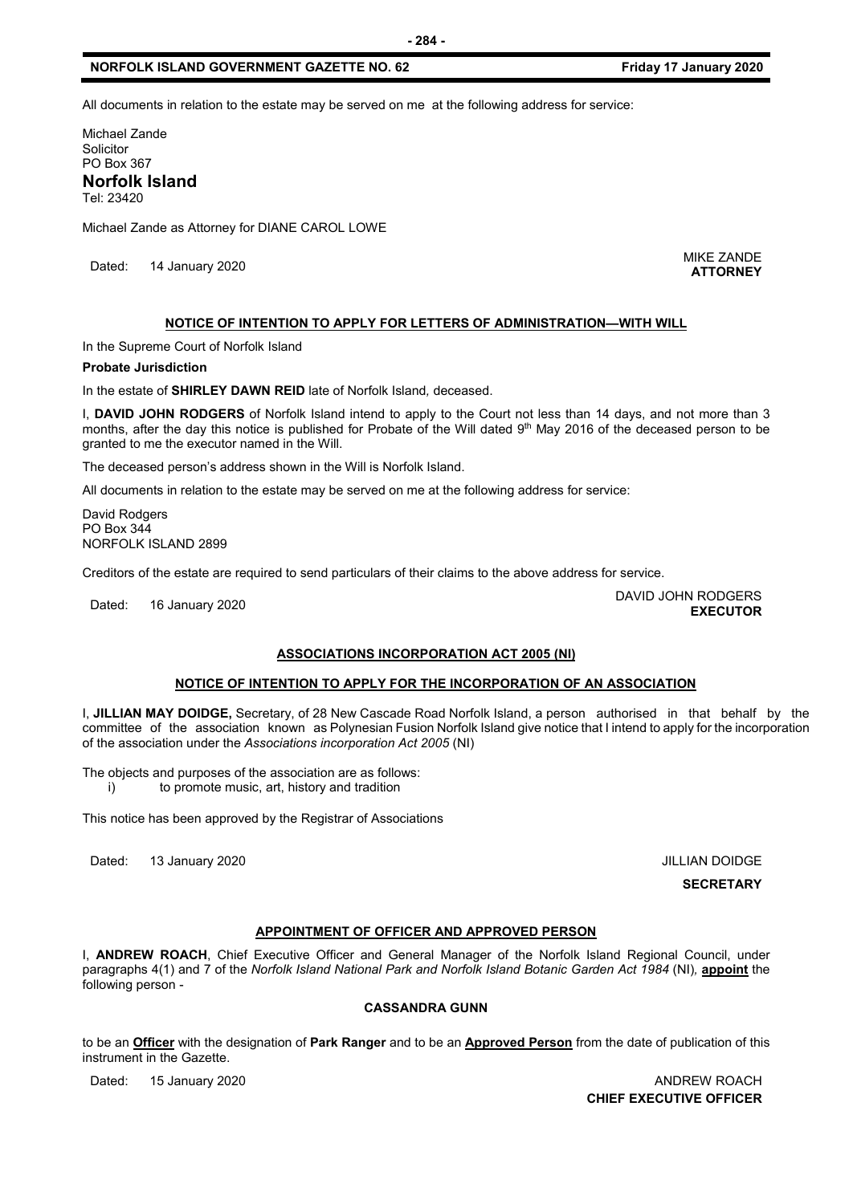All documents in relation to the estate may be served on me at the following address for service:

Michael Zande
Solicitor
PO Box 367
**Norfolk Island**
Tel: 23420

Michael Zande as Attorney for DIANE CAROL LOWE

Dated: 14 January 2020

MIKE ZANDE
**ATTORNEY**

**NOTICE OF INTENTION TO APPLY FOR LETTERS OF ADMINISTRATION—WITH WILL**

In the Supreme Court of Norfolk Island

**Probate Jurisdiction**

In the estate of **SHIRLEY DAWN REID** late of Norfolk Island, deceased.

I, **DAVID JOHN RODGERS** of Norfolk Island intend to apply to the Court not less than 14 days, and not more than 3 months, after the day this notice is published for Probate of the Will dated 9th May 2016 of the deceased person to be granted to me the executor named in the Will.

The deceased person's address shown in the Will is Norfolk Island.

All documents in relation to the estate may be served on me at the following address for service:

David Rodgers
PO Box 344
NORFOLK ISLAND 2899

Creditors of the estate are required to send particulars of their claims to the above address for service.

Dated: 16 January 2020

DAVID JOHN RODGERS
**EXECUTOR**

**ASSOCIATIONS INCORPORATION ACT 2005 (NI)**

**NOTICE OF INTENTION TO APPLY FOR THE INCORPORATION OF AN ASSOCIATION**

I, **JILLIAN MAY DOIDGE,** Secretary, of 28 New Cascade Road Norfolk Island, a person authorised in that behalf by the committee of the association known as Polynesian Fusion Norfolk Island give notice that I intend to apply for the incorporation of the association under the *Associations incorporation Act 2005* (NI)

The objects and purposes of the association are as follows:

i) to promote music, art, history and tradition

This notice has been approved by the Registrar of Associations

Dated: 13 January 2020

JILLIAN DOIDGE
**SECRETARY**

**APPOINTMENT OF OFFICER AND APPROVED PERSON**

I, **ANDREW ROACH**, Chief Executive Officer and General Manager of the Norfolk Island Regional Council, under paragraphs 4(1) and 7 of the *Norfolk Island National Park and Norfolk Island Botanic Garden Act 1984* (NI), **appoint** the following person -

**CASSANDRA GUNN**

to be an **Officer** with the designation of **Park Ranger** and to be an **Approved Person** from the date of publication of this instrument in the Gazette.

Dated: 15 January 2020

ANDREW ROACH
**CHIEF EXECUTIVE OFFICER**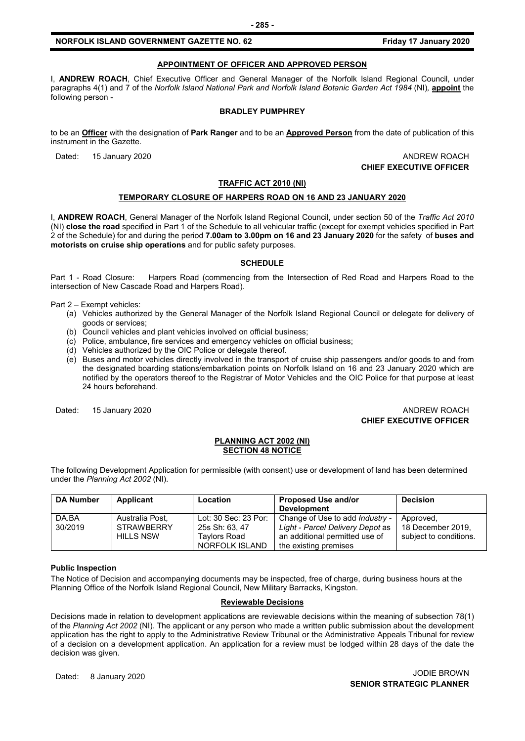## APPOINTMENT OF OFFICER AND APPROVED PERSON

I, **ANDREW ROACH**, Chief Executive Officer and General Manager of the Norfolk Island Regional Council, under paragraphs 4(1) and 7 of the *Norfolk Island National Park and Norfolk Island Botanic Garden Act 1984* (NI), **appoint** the following person -

**BRADLEY PUMPHREY**

to be an **Officer** with the designation of **Park Ranger** and to be an **Approved Person** from the date of publication of this instrument in the Gazette.

Dated: 15 January 2020

ANDREW ROACH
**CHIEF EXECUTIVE OFFICER**

## TRAFFIC ACT 2010 (NI)

### TEMPORARY CLOSURE OF HARPERS ROAD ON 16 AND 23 JANUARY 2020

I, **ANDREW ROACH**, General Manager of the Norfolk Island Regional Council, under section 50 of the *Traffic Act 2010* (NI) **close the road** specified in Part 1 of the Schedule to all vehicular traffic (except for exempt vehicles specified in Part 2 of the Schedule) for and during the period **7.00am to 3.00pm on 16 and 23 January 2020** for the safety of **buses and motorists on cruise ship operations** and for public safety purposes.

**SCHEDULE**

Part 1 - Road Closure: Harpers Road (commencing from the Intersection of Red Road and Harpers Road to the intersection of New Cascade Road and Harpers Road).

Part 2 – Exempt vehicles:

(a) Vehicles authorized by the General Manager of the Norfolk Island Regional Council or delegate for delivery of goods or services;
(b) Council vehicles and plant vehicles involved on official business;
(c) Police, ambulance, fire services and emergency vehicles on official business;
(d) Vehicles authorized by the OIC Police or delegate thereof.
(e) Buses and motor vehicles directly involved in the transport of cruise ship passengers and/or goods to and from the designated boarding stations/embarkation points on Norfolk Island on 16 and 23 January 2020 which are notified by the operators thereof to the Registrar of Motor Vehicles and the OIC Police for that purpose at least 24 hours beforehand.

Dated: 15 January 2020

ANDREW ROACH
**CHIEF EXECUTIVE OFFICER**

## PLANNING ACT 2002 (NI)
## SECTION 48 NOTICE

The following Development Application for permissible (with consent) use or development of land has been determined under the *Planning Act 2002* (NI).

| DA Number | Applicant | Location | Proposed Use and/or Development | Decision |
|---|---|---|---|---|
| DA.BA 30/2019 | Australia Post, STRAWBERRY HILLS NSW | Lot: 30 Sec: 23 Por: 25s Sh: 63, 47 Taylors Road NORFOLK ISLAND | Change of Use to add *Industry - Light - Parcel Delivery Depot* as an additional permitted use of the existing premises | Approved, 18 December 2019, subject to conditions. |

**Public Inspection**

The Notice of Decision and accompanying documents may be inspected, free of charge, during business hours at the Planning Office of the Norfolk Island Regional Council, New Military Barracks, Kingston.

**Reviewable Decisions**

Decisions made in relation to development applications are reviewable decisions within the meaning of subsection 78(1) of the *Planning Act 2002* (NI). The applicant or any person who made a written public submission about the development application has the right to apply to the Administrative Review Tribunal or the Administrative Appeals Tribunal for review of a decision on a development application. An application for a review must be lodged within 28 days of the date the decision was given.

Dated: 8 January 2020

JODIE BROWN
**SENIOR STRATEGIC PLANNER**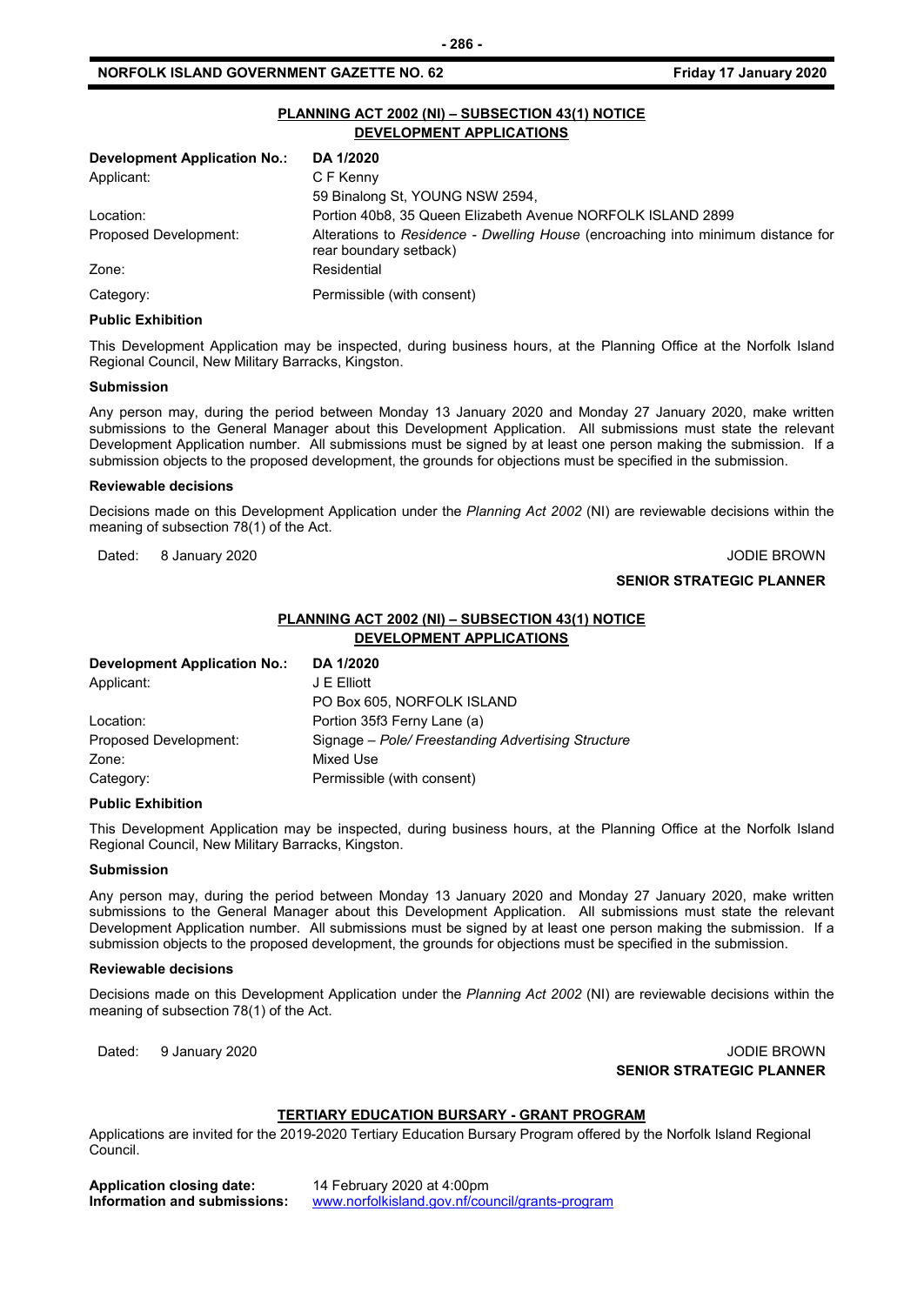## PLANNING ACT 2002 (NI) – SUBSECTION 43(1) NOTICE
## DEVELOPMENT APPLICATIONS

| **Development Application No.:** | **DA 1/2020** |
|---|---|
| Applicant: | C F Kenny<br>59 Binalong St, YOUNG NSW 2594, |
| Location: | Portion 40b8, 35 Queen Elizabeth Avenue NORFOLK ISLAND 2899 |
| Proposed Development: | Alterations to *Residence - Dwelling House* (encroaching into minimum distance for rear boundary setback) |
| Zone: | Residential |
| Category: | Permissible (with consent) |

**Public Exhibition**

This Development Application may be inspected, during business hours, at the Planning Office at the Norfolk Island Regional Council, New Military Barracks, Kingston.

**Submission**

Any person may, during the period between Monday 13 January 2020 and Monday 27 January 2020, make written submissions to the General Manager about this Development Application. All submissions must state the relevant Development Application number. All submissions must be signed by at least one person making the submission. If a submission objects to the proposed development, the grounds for objections must be specified in the submission.

**Reviewable decisions**

Decisions made on this Development Application under the *Planning Act 2002* (NI) are reviewable decisions within the meaning of subsection 78(1) of the Act.

Dated: 8 January 2020

JODIE BROWN
**SENIOR STRATEGIC PLANNER**

## PLANNING ACT 2002 (NI) – SUBSECTION 43(1) NOTICE
## DEVELOPMENT APPLICATIONS

| **Development Application No.:** | **DA 1/2020** |
|---|---|
| Applicant: | J E Elliott<br>PO Box 605, NORFOLK ISLAND |
| Location: | Portion 35f3 Ferny Lane (a) |
| Proposed Development: | Signage – *Pole/ Freestanding Advertising Structure* |
| Zone: | Mixed Use |
| Category: | Permissible (with consent) |

**Public Exhibition**

This Development Application may be inspected, during business hours, at the Planning Office at the Norfolk Island Regional Council, New Military Barracks, Kingston.

**Submission**

Any person may, during the period between Monday 13 January 2020 and Monday 27 January 2020, make written submissions to the General Manager about this Development Application. All submissions must state the relevant Development Application number. All submissions must be signed by at least one person making the submission. If a submission objects to the proposed development, the grounds for objections must be specified in the submission.

**Reviewable decisions**

Decisions made on this Development Application under the *Planning Act 2002* (NI) are reviewable decisions within the meaning of subsection 78(1) of the Act.

Dated: 9 January 2020

JODIE BROWN
**SENIOR STRATEGIC PLANNER**

## TERTIARY EDUCATION BURSARY - GRANT PROGRAM

Applications are invited for the 2019-2020 Tertiary Education Bursary Program offered by the Norfolk Island Regional Council.

**Application closing date:** 14 February 2020 at 4:00pm
**Information and submissions:** www.norfolkisland.gov.nf/council/grants-program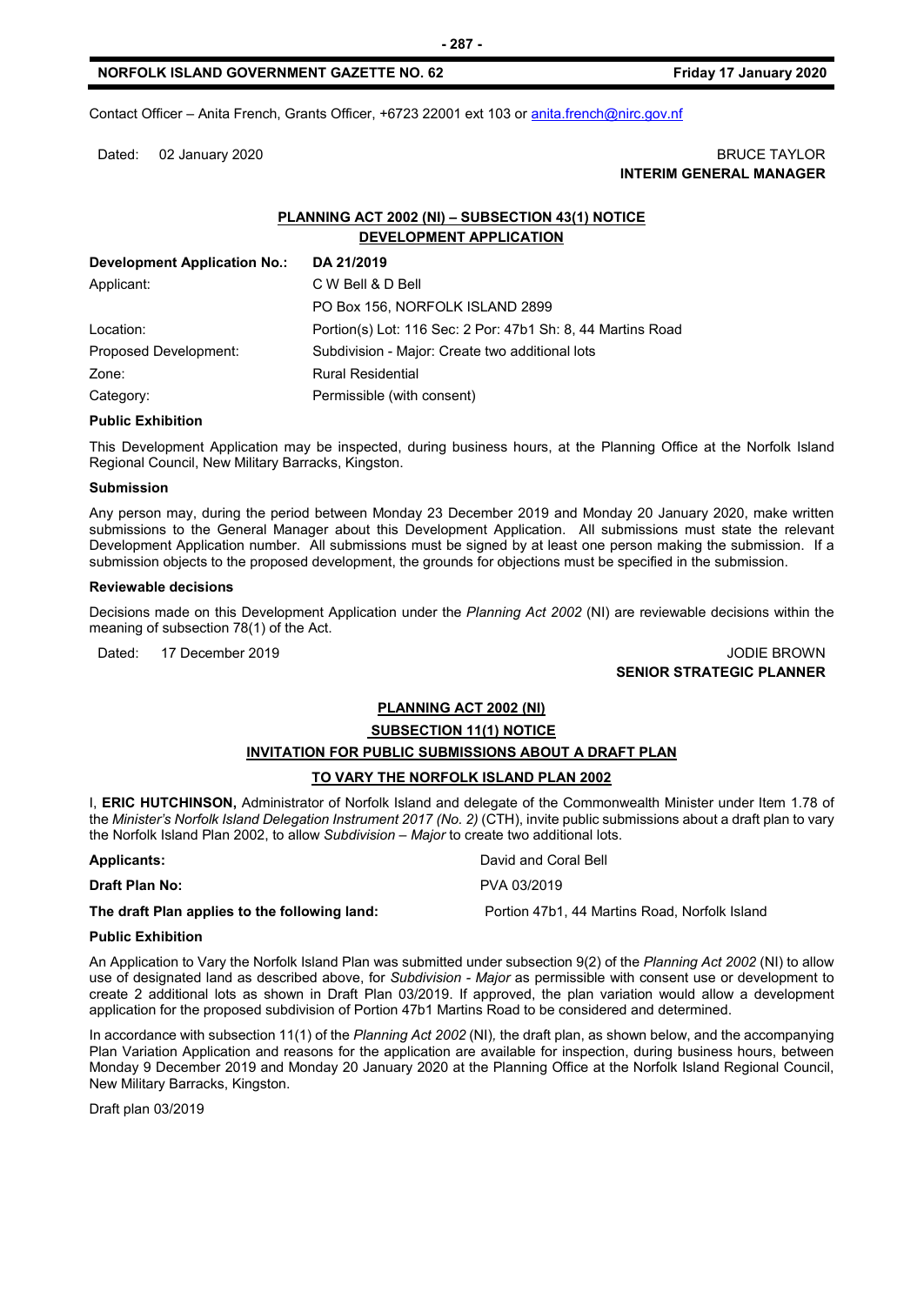Contact Officer – Anita French, Grants Officer, +6723 22001 ext 103 or [anita.french@nirc.gov.nf](mailto:anita.french@nirc.gov.nf)

Dated: 02 January 2020

BRUCE TAYLOR
**INTERIM GENERAL MANAGER**

## PLANNING ACT 2002 (NI) – SUBSECTION 43(1) NOTICE
## DEVELOPMENT APPLICATION

| **Development Application No.:** | **DA 21/2019** |
|---|---|
| Applicant: | C W Bell & D Bell |
| | PO Box 156, NORFOLK ISLAND 2899 |
| Location: | Portion(s) Lot: 116 Sec: 2 Por: 47b1 Sh: 8, 44 Martins Road |
| Proposed Development: | Subdivision - Major: Create two additional lots |
| Zone: | Rural Residential |
| Category: | Permissible (with consent) |

**Public Exhibition**

This Development Application may be inspected, during business hours, at the Planning Office at the Norfolk Island Regional Council, New Military Barracks, Kingston.

**Submission**

Any person may, during the period between Monday 23 December 2019 and Monday 20 January 2020, make written submissions to the General Manager about this Development Application. All submissions must state the relevant Development Application number. All submissions must be signed by at least one person making the submission. If a submission objects to the proposed development, the grounds for objections must be specified in the submission.

**Reviewable decisions**

Decisions made on this Development Application under the *Planning Act 2002* (NI) are reviewable decisions within the meaning of subsection 78(1) of the Act.

Dated: 17 December 2019

JODIE BROWN
**SENIOR STRATEGIC PLANNER**

## PLANNING ACT 2002 (NI)
## SUBSECTION 11(1) NOTICE
## INVITATION FOR PUBLIC SUBMISSIONS ABOUT A DRAFT PLAN
## TO VARY THE NORFOLK ISLAND PLAN 2002

I, **ERIC HUTCHINSON,** Administrator of Norfolk Island and delegate of the Commonwealth Minister under Item 1.78 of the *Minister's Norfolk Island Delegation Instrument 2017 (No. 2)* (CTH), invite public submissions about a draft plan to vary the Norfolk Island Plan 2002, to allow *Subdivision – Major* to create two additional lots.

| **Applicants:** | David and Coral Bell |
|---|---|
| **Draft Plan No:** | PVA 03/2019 |
| **The draft Plan applies to the following land:** | Portion 47b1, 44 Martins Road, Norfolk Island |

**Public Exhibition**

An Application to Vary the Norfolk Island Plan was submitted under subsection 9(2) of the *Planning Act 2002* (NI) to allow use of designated land as described above, for *Subdivision - Major* as permissible with consent use or development to create 2 additional lots as shown in Draft Plan 03/2019. If approved, the plan variation would allow a development application for the proposed subdivision of Portion 47b1 Martins Road to be considered and determined.

In accordance with subsection 11(1) of the *Planning Act 2002* (NI)*,* the draft plan, as shown below, and the accompanying Plan Variation Application and reasons for the application are available for inspection, during business hours, between Monday 9 December 2019 and Monday 20 January 2020 at the Planning Office at the Norfolk Island Regional Council, New Military Barracks, Kingston.

Draft plan 03/2019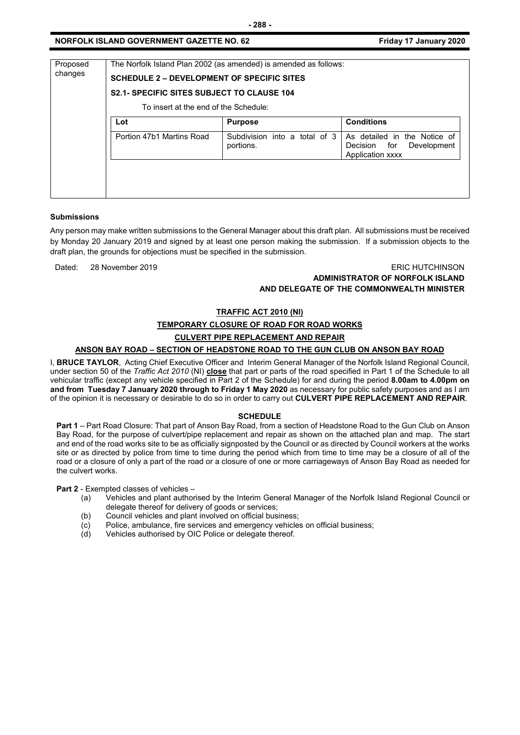| Proposed changes | The Norfolk Island Plan 2002 (as amended) is amended as follows: **SCHEDULE 2 – DEVELOPMENT OF SPECIFIC SITES** **S2.1- SPECIFIC SITES SUBJECT TO CLAUSE 104** To insert at the end of the Schedule: |
|---|---|

| Lot | Purpose | Conditions |
|---|---|---|
| Portion 47b1 Martins Road | Subdivision into a total of 3 portions. | As detailed in the Notice of Decision for Development Application xxxx |

**Submissions**

Any person may make written submissions to the General Manager about this draft plan. All submissions must be received by Monday 20 January 2019 and signed by at least one person making the submission. If a submission objects to the draft plan, the grounds for objections must be specified in the submission.

Dated: 28 November 2019

ERIC HUTCHINSON
**ADMINISTRATOR OF NORFOLK ISLAND**
**AND DELEGATE OF THE COMMONWEALTH MINISTER**

**TRAFFIC ACT 2010 (NI)**

**TEMPORARY CLOSURE OF ROAD FOR ROAD WORKS**

**CULVERT PIPE REPLACEMENT AND REPAIR**

**ANSON BAY ROAD – SECTION OF HEADSTONE ROAD TO THE GUN CLUB ON ANSON BAY ROAD**

I, **BRUCE TAYLOR**, Acting Chief Executive Officer and Interim General Manager of the Norfolk Island Regional Council, under section 50 of the *Traffic Act 2010* (NI) **close** that part or parts of the road specified in Part 1 of the Schedule to all vehicular traffic (except any vehicle specified in Part 2 of the Schedule) for and during the period **8.00am to 4.00pm on and from Tuesday 7 January 2020 through to Friday 1 May 2020** as necessary for public safety purposes and as I am of the opinion it is necessary or desirable to do so in order to carry out **CULVERT PIPE REPLACEMENT AND REPAIR**.

**SCHEDULE**

**Part 1** – Part Road Closure: That part of Anson Bay Road, from a section of Headstone Road to the Gun Club on Anson Bay Road, for the purpose of culvert/pipe replacement and repair as shown on the attached plan and map. The start and end of the road works site to be as officially signposted by the Council or as directed by Council workers at the works site or as directed by police from time to time during the period which from time to time may be a closure of all of the road or a closure of only a part of the road or a closure of one or more carriageways of Anson Bay Road as needed for the culvert works.

**Part 2** - Exempted classes of vehicles –

(a) Vehicles and plant authorised by the Interim General Manager of the Norfolk Island Regional Council or delegate thereof for delivery of goods or services;
(b) Council vehicles and plant involved on official business;
(c) Police, ambulance, fire services and emergency vehicles on official business;
(d) Vehicles authorised by OIC Police or delegate thereof.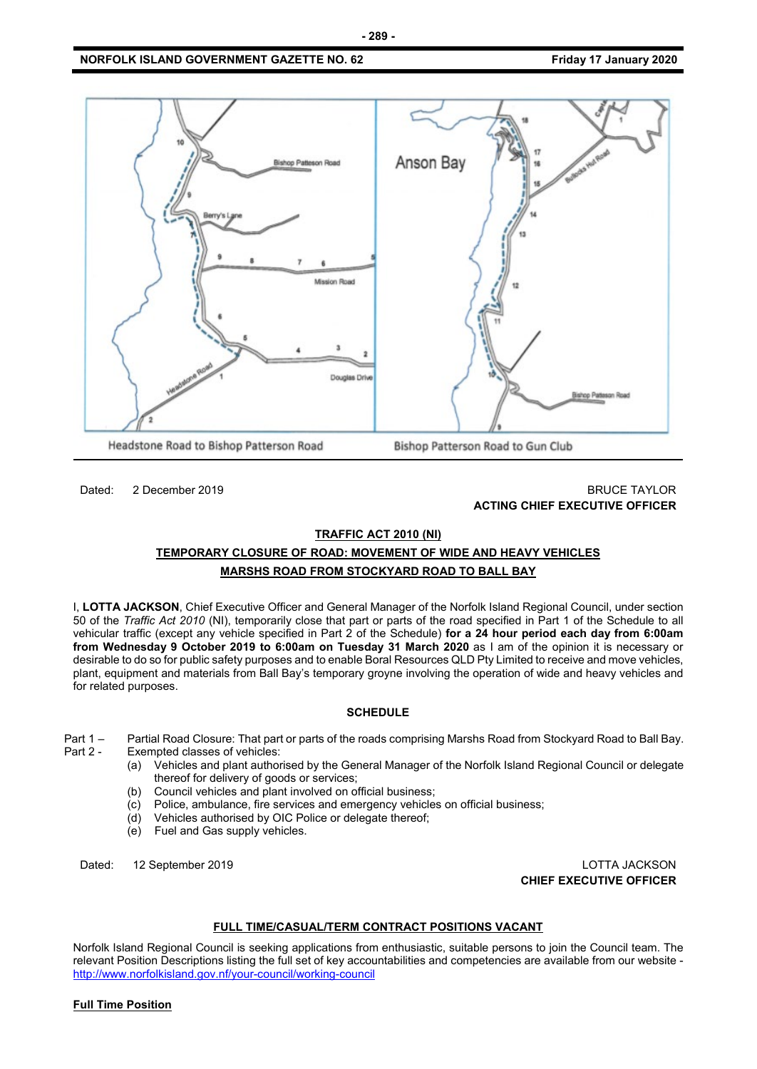Headstone Road to Bishop Patterson Road

Bishop Patterson Road to Gun Club

Dated: 2 December 2019

BRUCE TAYLOR
**ACTING CHIEF EXECUTIVE OFFICER**

**TRAFFIC ACT 2010 (NI)**

**TEMPORARY CLOSURE OF ROAD: MOVEMENT OF WIDE AND HEAVY VEHICLES**

**MARSHS ROAD FROM STOCKYARD ROAD TO BALL BAY**

I, **LOTTA JACKSON**, Chief Executive Officer and General Manager of the Norfolk Island Regional Council, under section 50 of the *Traffic Act 2010* (NI), temporarily close that part or parts of the road specified in Part 1 of the Schedule to all vehicular traffic (except any vehicle specified in Part 2 of the Schedule) **for a 24 hour period each day from 6:00am from Wednesday 9 October 2019 to 6:00am on Tuesday 31 March 2020** as I am of the opinion it is necessary or desirable to do so for public safety purposes and to enable Boral Resources QLD Pty Limited to receive and move vehicles, plant, equipment and materials from Ball Bay's temporary groyne involving the operation of wide and heavy vehicles and for related purposes.

**SCHEDULE**

Part 1 – Partial Road Closure: That part or parts of the roads comprising Marshs Road from Stockyard Road to Ball Bay.

Part 2 - Exempted classes of vehicles:

(a) Vehicles and plant authorised by the General Manager of the Norfolk Island Regional Council or delegate thereof for delivery of goods or services;
(b) Council vehicles and plant involved on official business;
(c) Police, ambulance, fire services and emergency vehicles on official business;
(d) Vehicles authorised by OIC Police or delegate thereof;
(e) Fuel and Gas supply vehicles.

Dated: 12 September 2019

LOTTA JACKSON
**CHIEF EXECUTIVE OFFICER**

**FULL TIME/CASUAL/TERM CONTRACT POSITIONS VACANT**

Norfolk Island Regional Council is seeking applications from enthusiastic, suitable persons to join the Council team. The relevant Position Descriptions listing the full set of key accountabilities and competencies are available from our website - http://www.norfolkisland.gov.nf/your-council/working-council

**Full Time Position**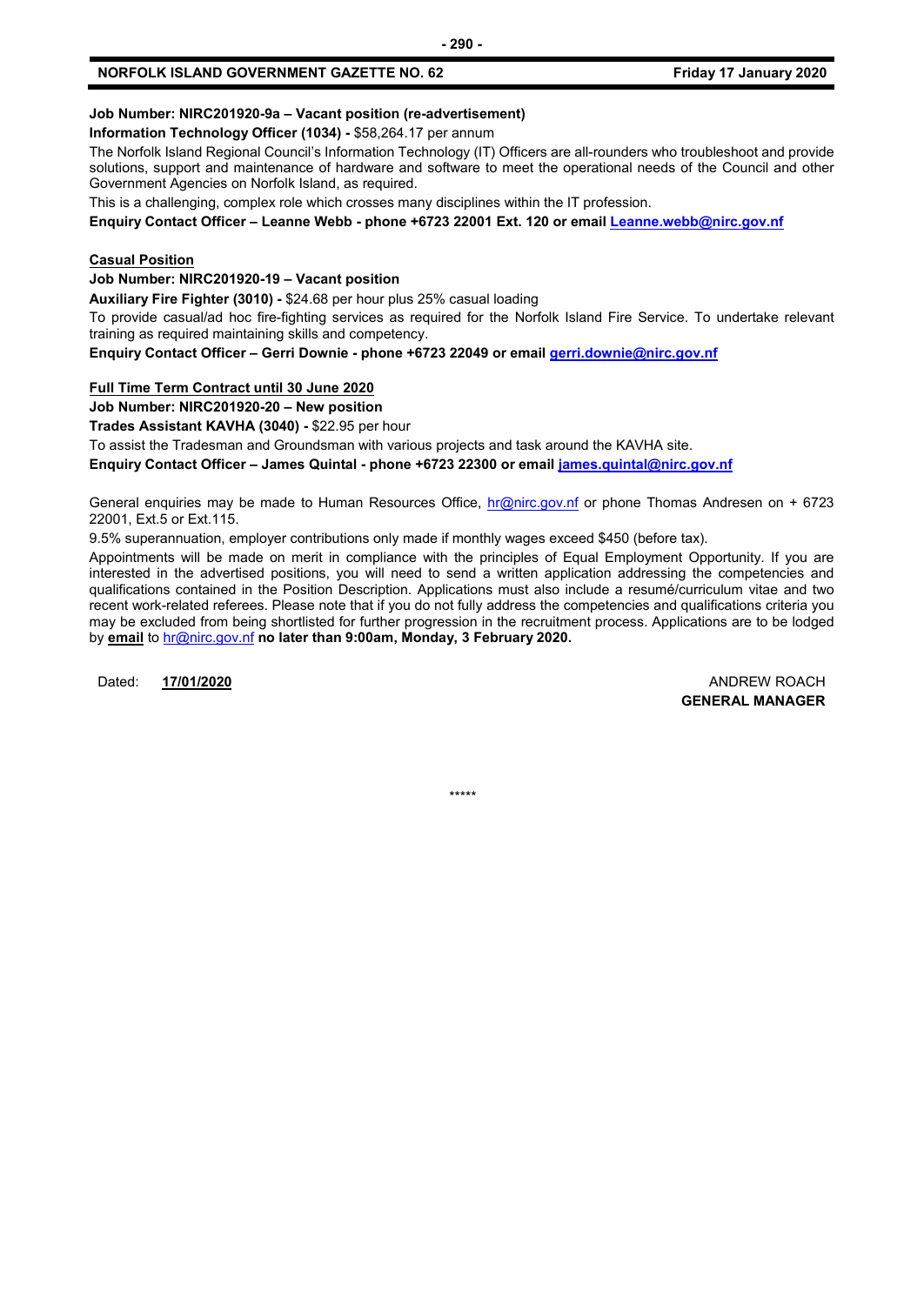**Job Number: NIRC201920-9a – Vacant position (re-advertisement)**

**Information Technology Officer (1034) -** $58,264.17 per annum

The Norfolk Island Regional Council's Information Technology (IT) Officers are all-rounders who troubleshoot and provide solutions, support and maintenance of hardware and software to meet the operational needs of the Council and other Government Agencies on Norfolk Island, as required.

This is a challenging, complex role which crosses many disciplines within the IT profession.

**Enquiry Contact Officer – Leanne Webb - phone +6723 22001 Ext. 120 or email Leanne.webb@nirc.gov.nf**

**Casual Position**

**Job Number: NIRC201920-19 – Vacant position**

**Auxiliary Fire Fighter (3010) -** $24.68 per hour plus 25% casual loading

To provide casual/ad hoc fire-fighting services as required for the Norfolk Island Fire Service. To undertake relevant training as required maintaining skills and competency.

**Enquiry Contact Officer – Gerri Downie - phone +6723 22049 or email gerri.downie@nirc.gov.nf**

**Full Time Term Contract until 30 June 2020**

**Job Number: NIRC201920-20 – New position**

**Trades Assistant KAVHA (3040) -** $22.95 per hour

To assist the Tradesman and Groundsman with various projects and task around the KAVHA site.

**Enquiry Contact Officer – James Quintal - phone +6723 22300 or email james.quintal@nirc.gov.nf**

General enquiries may be made to Human Resources Office, hr@nirc.gov.nf or phone Thomas Andresen on + 6723 22001, Ext.5 or Ext.115.

9.5% superannuation, employer contributions only made if monthly wages exceed $450 (before tax).

Appointments will be made on merit in compliance with the principles of Equal Employment Opportunity. If you are interested in the advertised positions, you will need to send a written application addressing the competencies and qualifications contained in the Position Description. Applications must also include a resumé/curriculum vitae and two recent work-related referees. Please note that if you do not fully address the competencies and qualifications criteria you may be excluded from being shortlisted for further progression in the recruitment process. Applications are to be lodged by **email** to hr@nirc.gov.nf **no later than 9:00am, Monday, 3 February 2020.**

Dated: **17/01/2020**

ANDREW ROACH
**GENERAL MANAGER**

*****